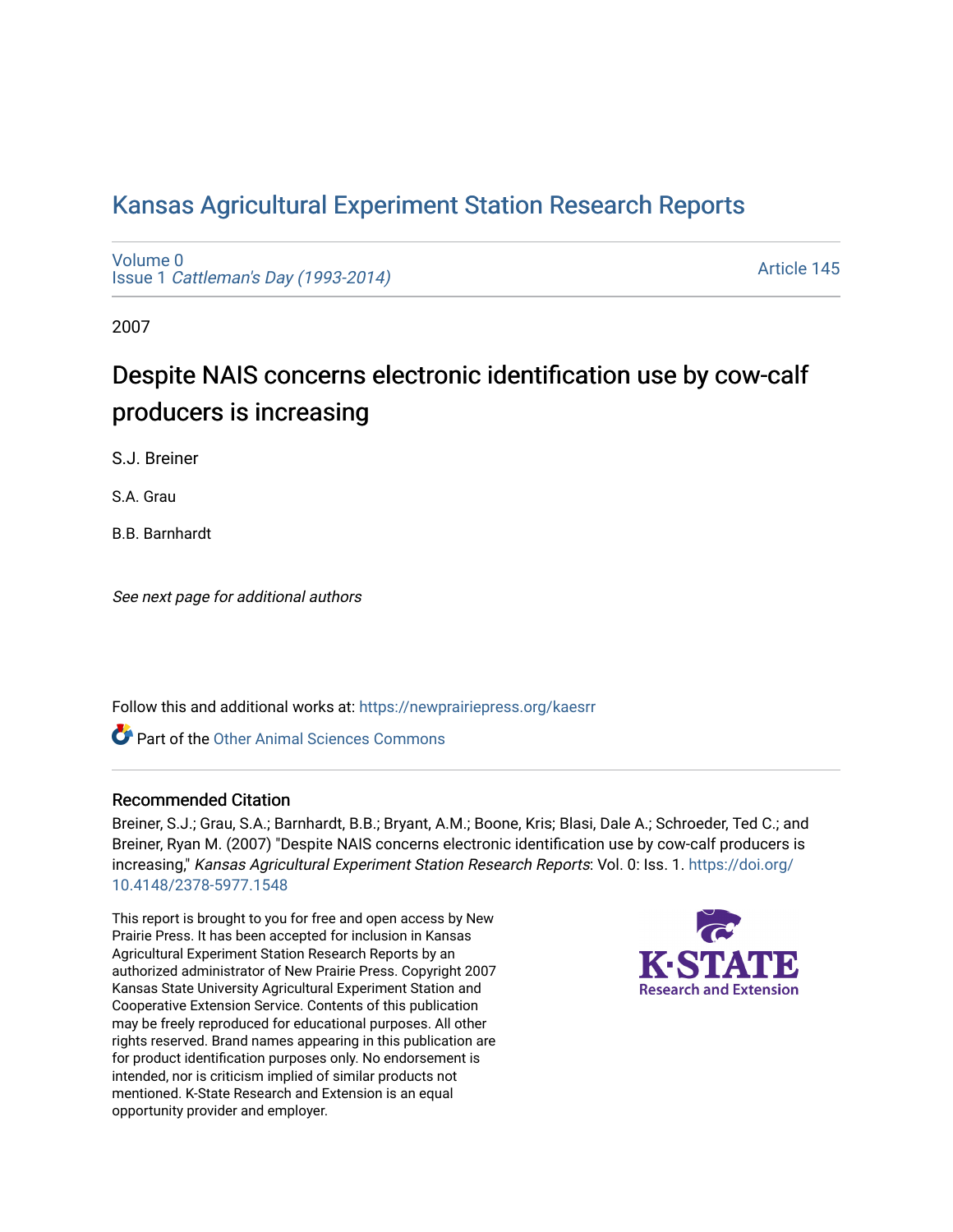# Kansas Agricultural Experiment Station Research Reports

Volume 0
Issue 1 *Cattleman's Day (1993-2014)*

Article 145

2007

## Despite NAIS concerns electronic identification use by cow-calf producers is increasing

S.J. Breiner

S.A. Grau

B.B. Barnhardt

*See next page for additional authors*

Follow this and additional works at: https://newprairiepress.org/kaesrr

Part of the Other Animal Sciences Commons

### Recommended Citation

Breiner, S.J.; Grau, S.A.; Barnhardt, B.B.; Bryant, A.M.; Boone, Kris; Blasi, Dale A.; Schroeder, Ted C.; and Breiner, Ryan M. (2007) "Despite NAIS concerns electronic identification use by cow-calf producers is increasing," *Kansas Agricultural Experiment Station Research Reports*: Vol. 0: Iss. 1. https://doi.org/10.4148/2378-5977.1548

This report is brought to you for free and open access by New Prairie Press. It has been accepted for inclusion in Kansas Agricultural Experiment Station Research Reports by an authorized administrator of New Prairie Press. Copyright 2007 Kansas State University Agricultural Experiment Station and Cooperative Extension Service. Contents of this publication may be freely reproduced for educational purposes. All other rights reserved. Brand names appearing in this publication are for product identification purposes only. No endorsement is intended, nor is criticism implied of similar products not mentioned. K-State Research and Extension is an equal opportunity provider and employer.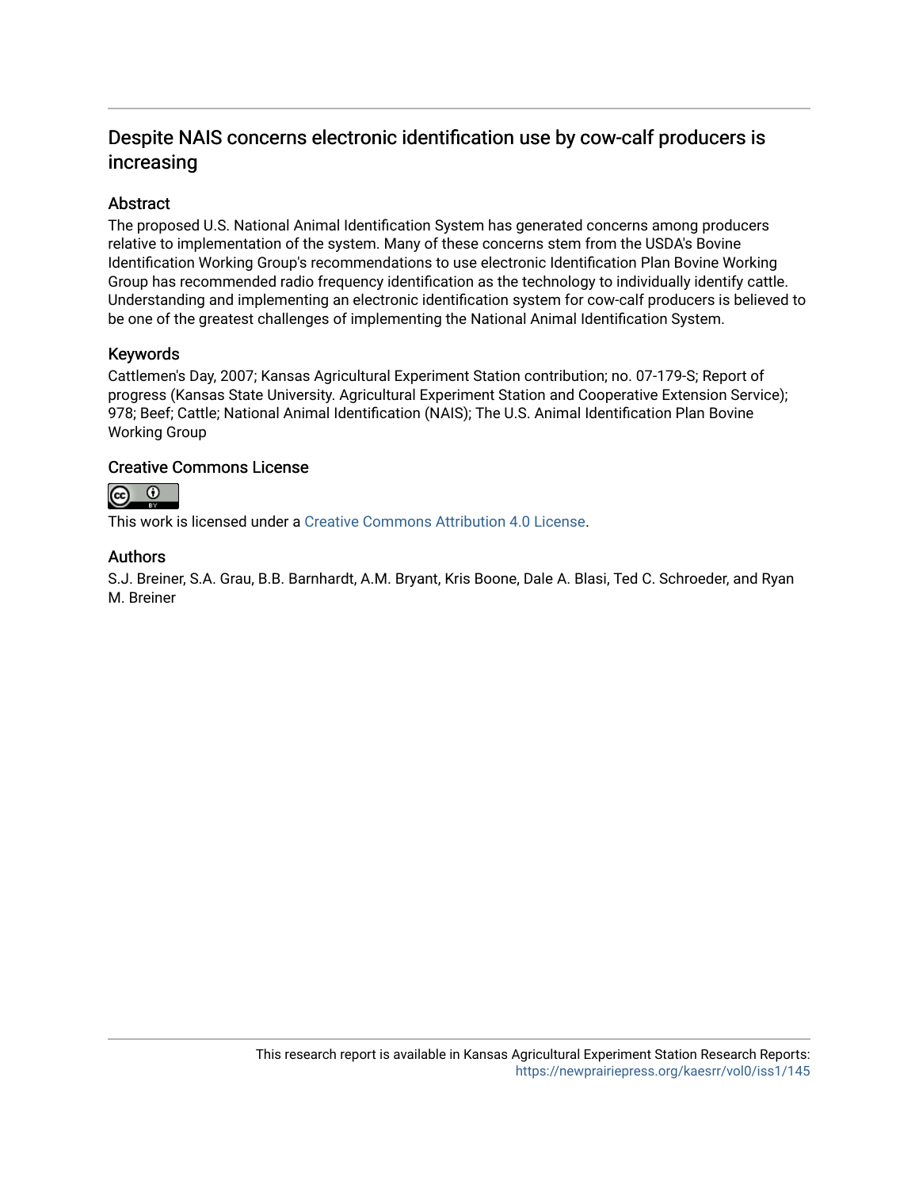# Despite NAIS concerns electronic identification use by cow-calf producers is increasing

## Abstract

The proposed U.S. National Animal Identification System has generated concerns among producers relative to implementation of the system. Many of these concerns stem from the USDA's Bovine Identification Working Group's recommendations to use electronic Identification Plan Bovine Working Group has recommended radio frequency identification as the technology to individually identify cattle. Understanding and implementing an electronic identification system for cow-calf producers is believed to be one of the greatest challenges of implementing the National Animal Identification System.

## Keywords

Cattlemen's Day, 2007; Kansas Agricultural Experiment Station contribution; no. 07-179-S; Report of progress (Kansas State University. Agricultural Experiment Station and Cooperative Extension Service); 978; Beef; Cattle; National Animal Identification (NAIS); The U.S. Animal Identification Plan Bovine Working Group

## Creative Commons License

This work is licensed under a Creative Commons Attribution 4.0 License.

## Authors

S.J. Breiner, S.A. Grau, B.B. Barnhardt, A.M. Bryant, Kris Boone, Dale A. Blasi, Ted C. Schroeder, and Ryan M. Breiner

This research report is available in Kansas Agricultural Experiment Station Research Reports: https://newprairiepress.org/kaesrr/vol0/iss1/145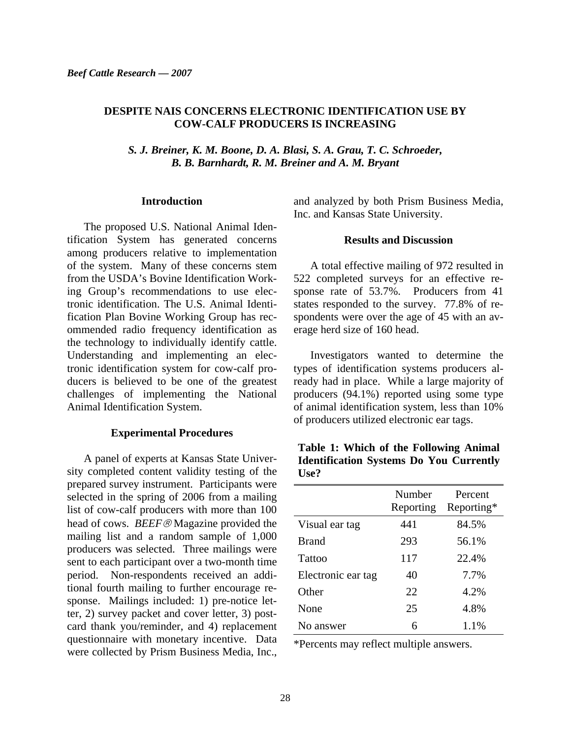*Beef Cattle Research — 2007*

# DESPITE NAIS CONCERNS ELECTRONIC IDENTIFICATION USE BY COW-CALF PRODUCERS IS INCREASING

*S. J. Breiner, K. M. Boone, D. A. Blasi, S. A. Grau, T. C. Schroeder, B. B. Barnhardt, R. M. Breiner and A. M. Bryant*

## Introduction

The proposed U.S. National Animal Identification System has generated concerns among producers relative to implementation of the system. Many of these concerns stem from the USDA's Bovine Identification Working Group's recommendations to use electronic identification. The U.S. Animal Identification Plan Bovine Working Group has recommended radio frequency identification as the technology to individually identify cattle. Understanding and implementing an electronic identification system for cow-calf producers is believed to be one of the greatest challenges of implementing the National Animal Identification System.

## Experimental Procedures

A panel of experts at Kansas State University completed content validity testing of the prepared survey instrument. Participants were selected in the spring of 2006 from a mailing list of cow-calf producers with more than 100 head of cows. *BEEF*® Magazine provided the mailing list and a random sample of 1,000 producers was selected. Three mailings were sent to each participant over a two-month time period. Non-respondents received an additional fourth mailing to further encourage response. Mailings included: 1) pre-notice letter, 2) survey packet and cover letter, 3) postcard thank you/reminder, and 4) replacement questionnaire with monetary incentive. Data were collected by Prism Business Media, Inc., and analyzed by both Prism Business Media, Inc. and Kansas State University.

## Results and Discussion

A total effective mailing of 972 resulted in 522 completed surveys for an effective response rate of 53.7%. Producers from 41 states responded to the survey. 77.8% of respondents were over the age of 45 with an average herd size of 160 head.

Investigators wanted to determine the types of identification systems producers already had in place. While a large majority of producers (94.1%) reported using some type of animal identification system, less than 10% of producers utilized electronic ear tags.

**Table 1: Which of the Following Animal Identification Systems Do You Currently Use?**

| | Number Reporting | Percent Reporting* |
|---|---|---|
| Visual ear tag | 441 | 84.5% |
| Brand | 293 | 56.1% |
| Tattoo | 117 | 22.4% |
| Electronic ear tag | 40 | 7.7% |
| Other | 22 | 4.2% |
| None | 25 | 4.8% |
| No answer | 6 | 1.1% |

*Percents may reflect multiple answers.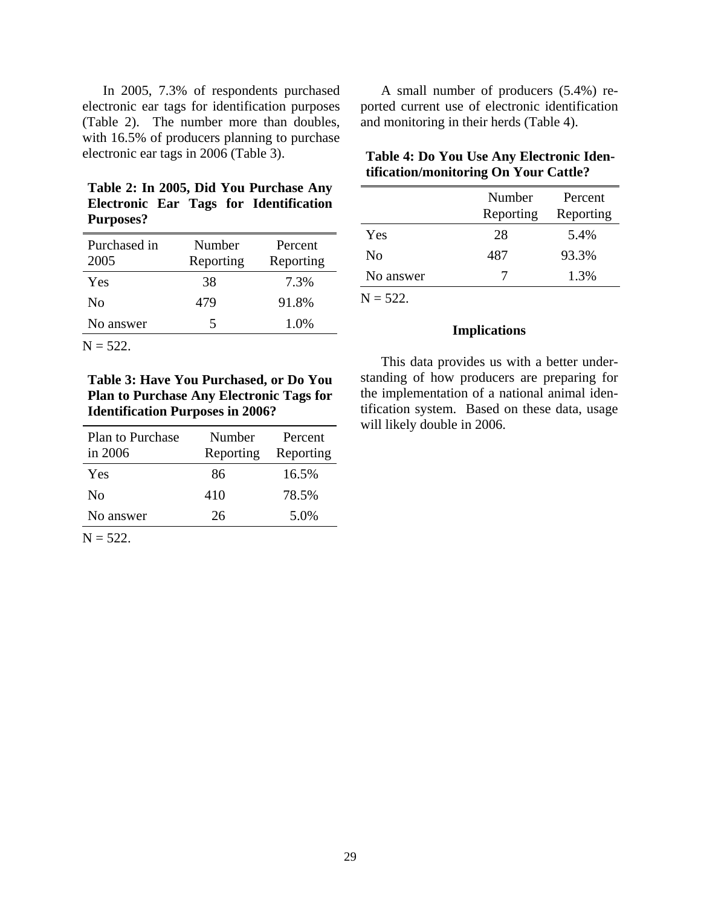In 2005, 7.3% of respondents purchased electronic ear tags for identification purposes (Table 2). The number more than doubles, with 16.5% of producers planning to purchase electronic ear tags in 2006 (Table 3).

**Table 2: In 2005, Did You Purchase Any Electronic Ear Tags for Identification Purposes?**

| Purchased in 2005 | Number Reporting | Percent Reporting |
|---|---|---|
| Yes | 38 | 7.3% |
| No | 479 | 91.8% |
| No answer | 5 | 1.0% |

N = 522.

**Table 3: Have You Purchased, or Do You Plan to Purchase Any Electronic Tags for Identification Purposes in 2006?**

| Plan to Purchase in 2006 | Number Reporting | Percent Reporting |
|---|---|---|
| Yes | 86 | 16.5% |
| No | 410 | 78.5% |
| No answer | 26 | 5.0% |

N = 522.

A small number of producers (5.4%) reported current use of electronic identification and monitoring in their herds (Table 4).

**Table 4: Do You Use Any Electronic Identification/monitoring On Your Cattle?**

| | Number Reporting | Percent Reporting |
|---|---|---|
| Yes | 28 | 5.4% |
| No | 487 | 93.3% |
| No answer | 7 | 1.3% |

N = 522.

## Implications

This data provides us with a better understanding of how producers are preparing for the implementation of a national animal identification system. Based on these data, usage will likely double in 2006.